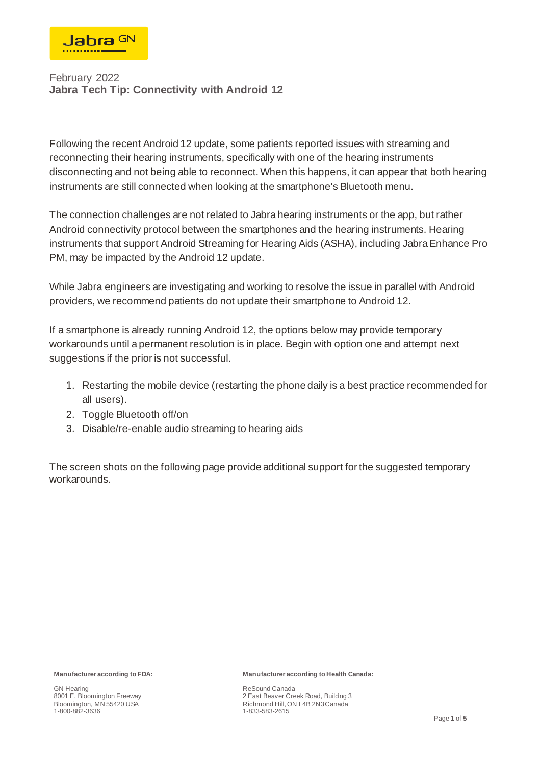February 2022

**Jabra Tech Tip: Connectivity with Android 12**

Following the recent Android 12 update, some patients reported issues with streaming and reconnecting their hearing instruments, specifically with one of the hearing instruments disconnecting and not being able to reconnect. When this happens, it can appear that both hearing instruments are still connected when looking at the smartphone's Bluetooth menu.

The connection challenges are not related to Jabra hearing instruments or the app, but rather Android connectivity protocol between the smartphones and the hearing instruments. Hearing instruments that support Android Streaming for Hearing Aids (ASHA), including Jabra Enhance Pro PM, may be impacted by the Android 12 update.

While Jabra engineers are investigating and working to resolve the issue in parallel with Android providers, we recommend patients do not update their smartphone to Android 12.

If a smartphone is already running Android 12, the options below may provide temporary workarounds until a permanent resolution is in place. Begin with option one and attempt next suggestions if the prior is not successful.

1. Restarting the mobile device (restarting the phone daily is a best practice recommended for all users).
2. Toggle Bluetooth off/on
3. Disable/re-enable audio streaming to hearing aids

The screen shots on the following page provide additional support for the suggested temporary workarounds.

**Manufacturer according to FDA:**

GN Hearing
8001 E. Bloomington Freeway
Bloomington, MN 55420 USA
1-800-882-3636

**Manufacturer according to Health Canada:**

ReSound Canada
2 East Beaver Creek Road, Building 3
Richmond Hill, ON L4B 2N3 Canada
1-833-583-2615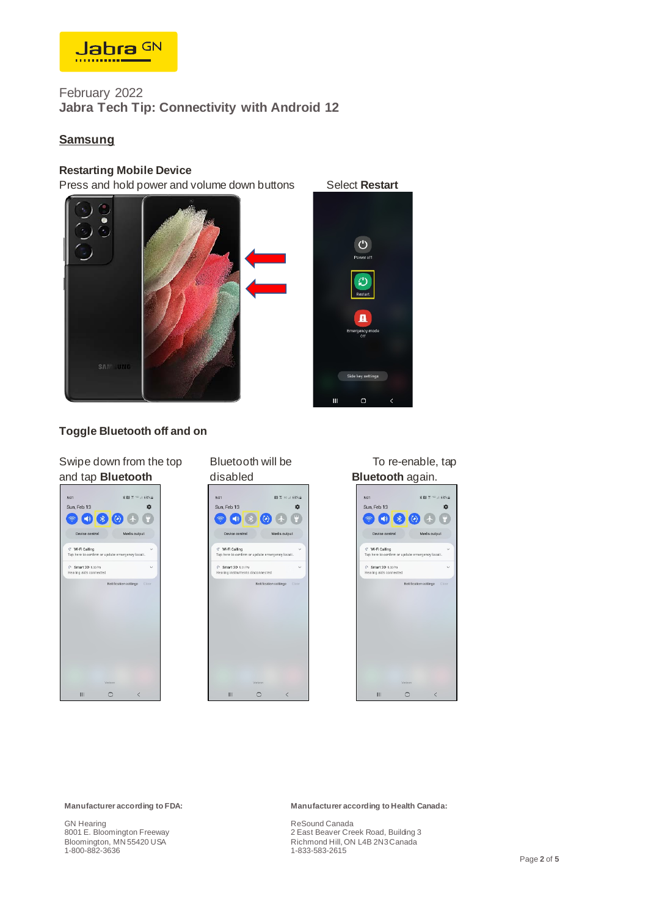February 2022

**Jabra Tech Tip: Connectivity with Android 12**

## Samsung

### Restarting Mobile Device

Press and hold power and volume down buttons

Select **Restart**

### Toggle Bluetooth off and on

Swipe down from the top and tap **Bluetooth**

Bluetooth will be disabled

To re-enable, tap **Bluetooth** again.

**Manufacturer according to FDA:**

GN Hearing
8001 E. Bloomington Freeway
Bloomington, MN 55420 USA
1-800-882-3636

**Manufacturer according to Health Canada:**

ReSound Canada
2 East Beaver Creek Road, Building 3
Richmond Hill, ON L4B 2N3 Canada
1-833-583-2615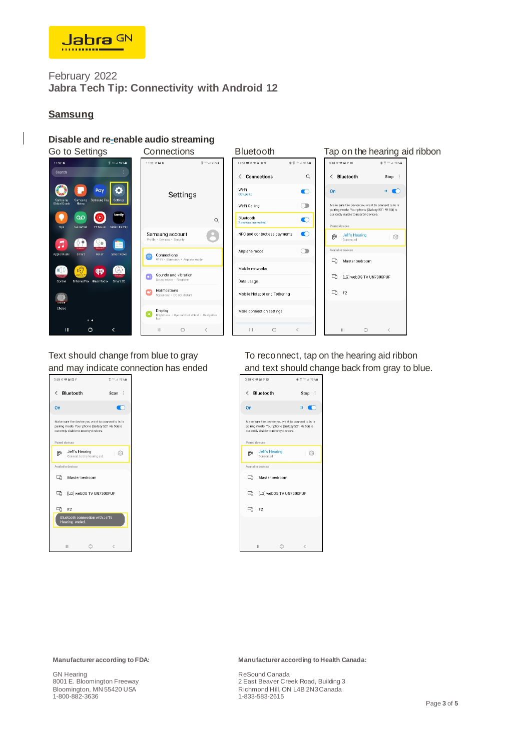February 2022

**Jabra Tech Tip: Connectivity with Android 12**

## Samsung

### Disable and re-enable audio streaming

Go to Settings

Connections

Bluetooth

Tap on the hearing aid ribbon

Text should change from blue to gray and may indicate connection has ended

To reconnect, tap on the hearing aid ribbon and text should change back from gray to blue.

**Manufacturer according to FDA:**

GN Hearing
8001 E. Bloomington Freeway
Bloomington, MN 55420 USA
1-800-882-3636

**Manufacturer according to Health Canada:**

ReSound Canada
2 East Beaver Creek Road, Building 3
Richmond Hill, ON L4B 2N3 Canada
1-833-583-2615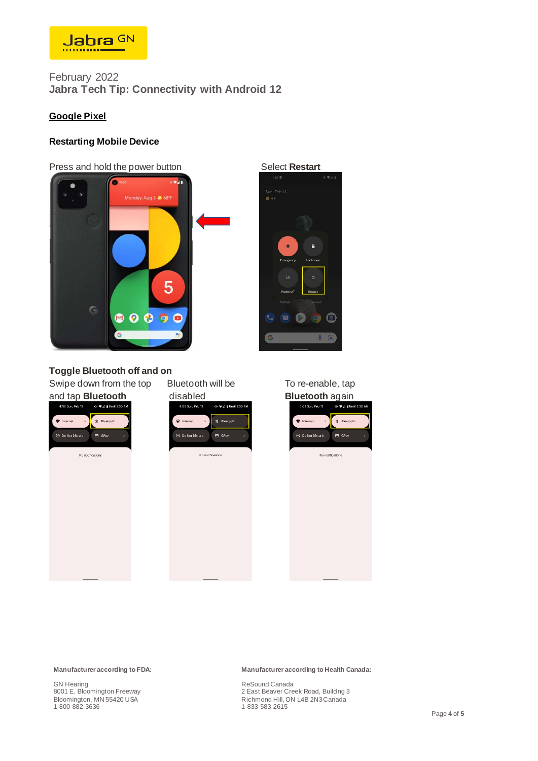Jabra GN

February 2022
**Jabra Tech Tip: Connectivity with Android 12**

## <u>Google Pixel</u>

### Restarting Mobile Device

Press and hold the power button

Select **Restart**

### Toggle Bluetooth off and on

Swipe down from the top and tap **Bluetooth**

Bluetooth will be disabled

To re-enable, tap **Bluetooth** again

**Manufacturer according to FDA:**

GN Hearing
8001 E. Bloomington Freeway
Bloomington, MN 55420 USA
1-800-882-3636

**Manufacturer according to Health Canada:**

ReSound Canada
2 East Beaver Creek Road, Building 3
Richmond Hill, ON L4B 2N3 Canada
1-833-583-2615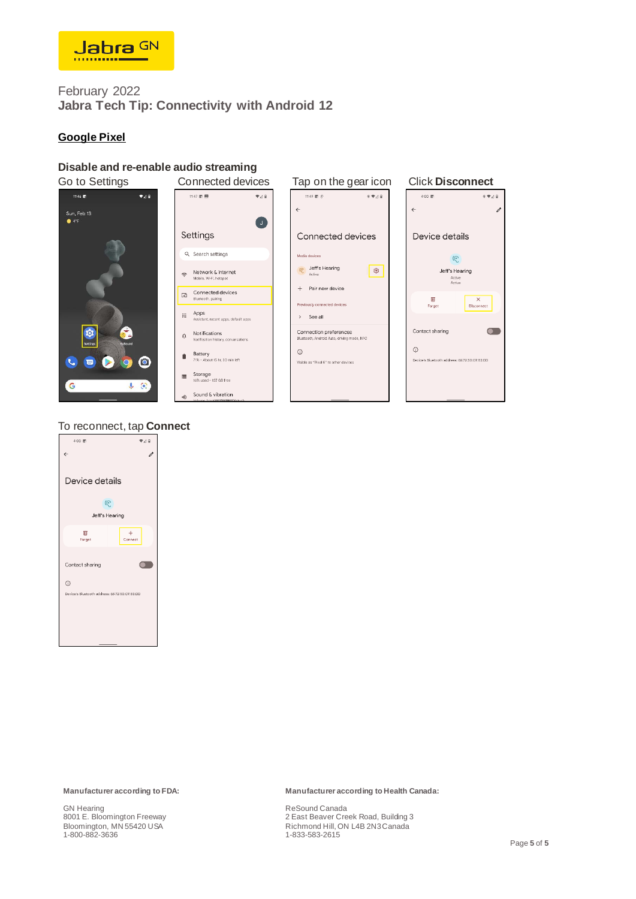February 2022

**Jabra Tech Tip: Connectivity with Android 12**

**Google Pixel**

**Disable and re-enable audio streaming**

Go to Settings

Connected devices

Tap on the gear icon

Click **Disconnect**

To reconnect, tap **Connect**

**Manufacturer according to FDA:**

GN Hearing
8001 E. Bloomington Freeway
Bloomington, MN 55420 USA
1-800-882-3636

**Manufacturer according to Health Canada:**

ReSound Canada
2 East Beaver Creek Road, Building 3
Richmond Hill, ON L4B 2N3 Canada
1-833-583-2615